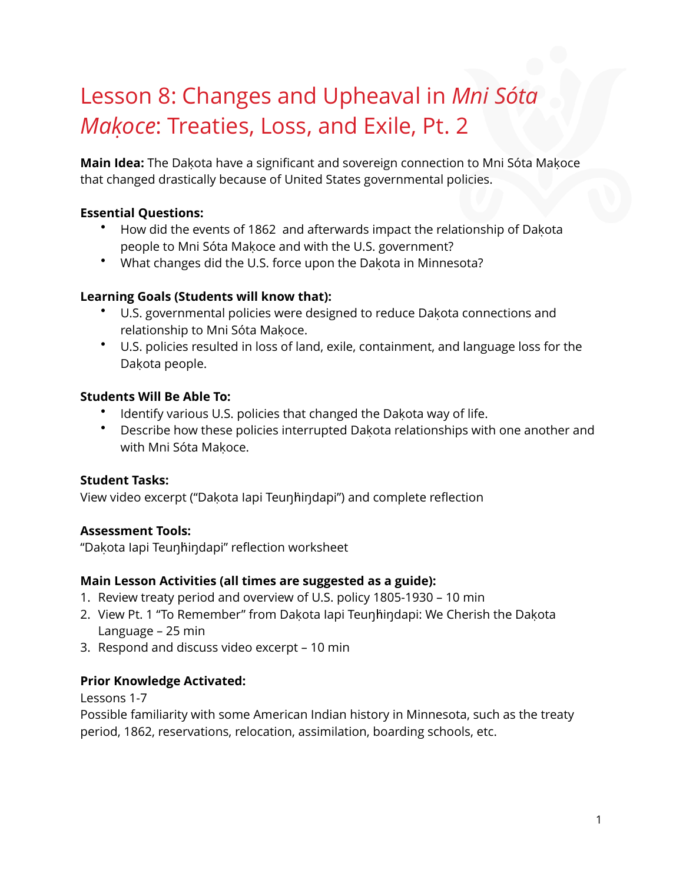# Lesson 8: Changes and Upheaval in *Mni Sóta Maḳoce*: Treaties, Loss, and Exile, Pt. 2

**Main Idea:** The Daḳota have a significant and sovereign connection to Mni Sóta Maḳoce that changed drastically because of United States governmental policies.

**Essential Questions:**

- How did the events of 1862 and afterwards impact the relationship of Daḳota people to Mni Sóta Maḳoce and with the U.S. government?
- What changes did the U.S. force upon the Daḳota in Minnesota?

**Learning Goals (Students will know that):**

- U.S. governmental policies were designed to reduce Daḳota connections and relationship to Mni Sóta Maḳoce.
- U.S. policies resulted in loss of land, exile, containment, and language loss for the Daḳota people.

**Students Will Be Able To:**

- Identify various U.S. policies that changed the Daḳota way of life.
- Describe how these policies interrupted Daḳota relationships with one another and with Mni Sóta Maḳoce.

**Student Tasks:**

View video excerpt ("Daḳota Iapi Teuŋȟiŋdapi") and complete reflection

**Assessment Tools:**

"Daḳota Iapi Teuŋȟiŋdapi" reflection worksheet

**Main Lesson Activities (all times are suggested as a guide):**

1. Review treaty period and overview of U.S. policy 1805-1930 – 10 min
2. View Pt. 1 "To Remember" from Daḳota Iapi Teuŋȟiŋdapi: We Cherish the Daḳota Language – 25 min
3. Respond and discuss video excerpt – 10 min

**Prior Knowledge Activated:**

Lessons 1-7

Possible familiarity with some American Indian history in Minnesota, such as the treaty period, 1862, reservations, relocation, assimilation, boarding schools, etc.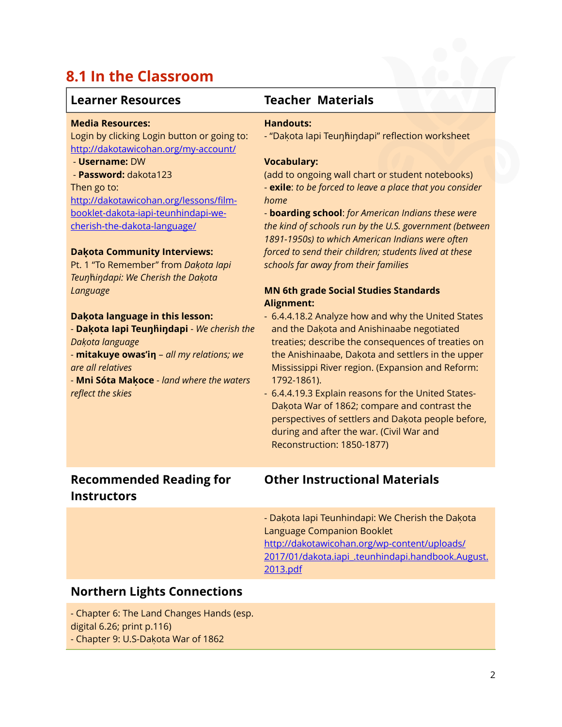## 8.1 In the Classroom

| Learner Resources | Teacher Materials |
|---|---|
| **Media Resources:**<br>Login by clicking Login button or going to: [http://dakotawicohan.org/my-account/](http://dakotawicohan.org/my-account/)<br>- **Username:** DW<br>- **Password:** dakota123<br>Then go to: [http://dakotawicohan.org/lessons/film-booklet-dakota-iapi-teunhindapi-we-cherish-the-dakota-language/](http://dakotawicohan.org/lessons/film-booklet-dakota-iapi-teunhindapi-we-cherish-the-dakota-language/)<br><br>**Daḳota Community Interviews:**<br>Pt. 1 "To Remember" from *Daḳota Iapi Teuŋȟiŋdapi: We Cherish the Daḳota Language*<br><br>**Daḳota language in this lesson:**<br>- **Daḳota Iapi Teuŋȟiŋdapi** - *We cherish the Daḳota language*<br>- **mitakuye owas'iŋ** – *all my relations; we are all relatives*<br>- **Mni Sóta Maḳoce** - *land where the waters reflect the skies* | **Handouts:**<br>- "Daḳota Iapi Teuŋȟiŋdapi" reflection worksheet<br><br>**Vocabulary:**<br>(add to ongoing wall chart or student notebooks)<br>- **exile**: *to be forced to leave a place that you consider home*<br>- **boarding school**: *for American Indians these were the kind of schools run by the U.S. government (between 1891-1950s) to which American Indians were often forced to send their children; students lived at these schools far away from their families*<br><br>**MN 6th grade Social Studies Standards Alignment:**<br>- 6.4.4.18.2 Analyze how and why the United States and the Daḳota and Anishinaabe negotiated treaties; describe the consequences of treaties on the Anishinaabe, Daḳota and settlers in the upper Mississippi River region. (Expansion and Reform: 1792-1861).<br>- 6.4.4.19.3 Explain reasons for the United States-Daḳota War of 1862; compare and contrast the perspectives of settlers and Daḳota people before, during and after the war. (Civil War and Reconstruction: 1850-1877) |
| **Recommended Reading for Instructors** | **Other Instructional Materials** |
| | - Daḳota Iapi Teunhindapi: We Cherish the Daḳota Language Companion Booklet [http://dakotawicohan.org/wp-content/uploads/2017/01/dakota.iapi_.teunhindapi.handbook.August.2013.pdf](http://dakotawicohan.org/wp-content/uploads/2017/01/dakota.iapi_.teunhindapi.handbook.August.2013.pdf) |

### Northern Lights Connections

- Chapter 6: The Land Changes Hands (esp. digital 6.26; print p.116)
- Chapter 9: U.S-Daḳota War of 1862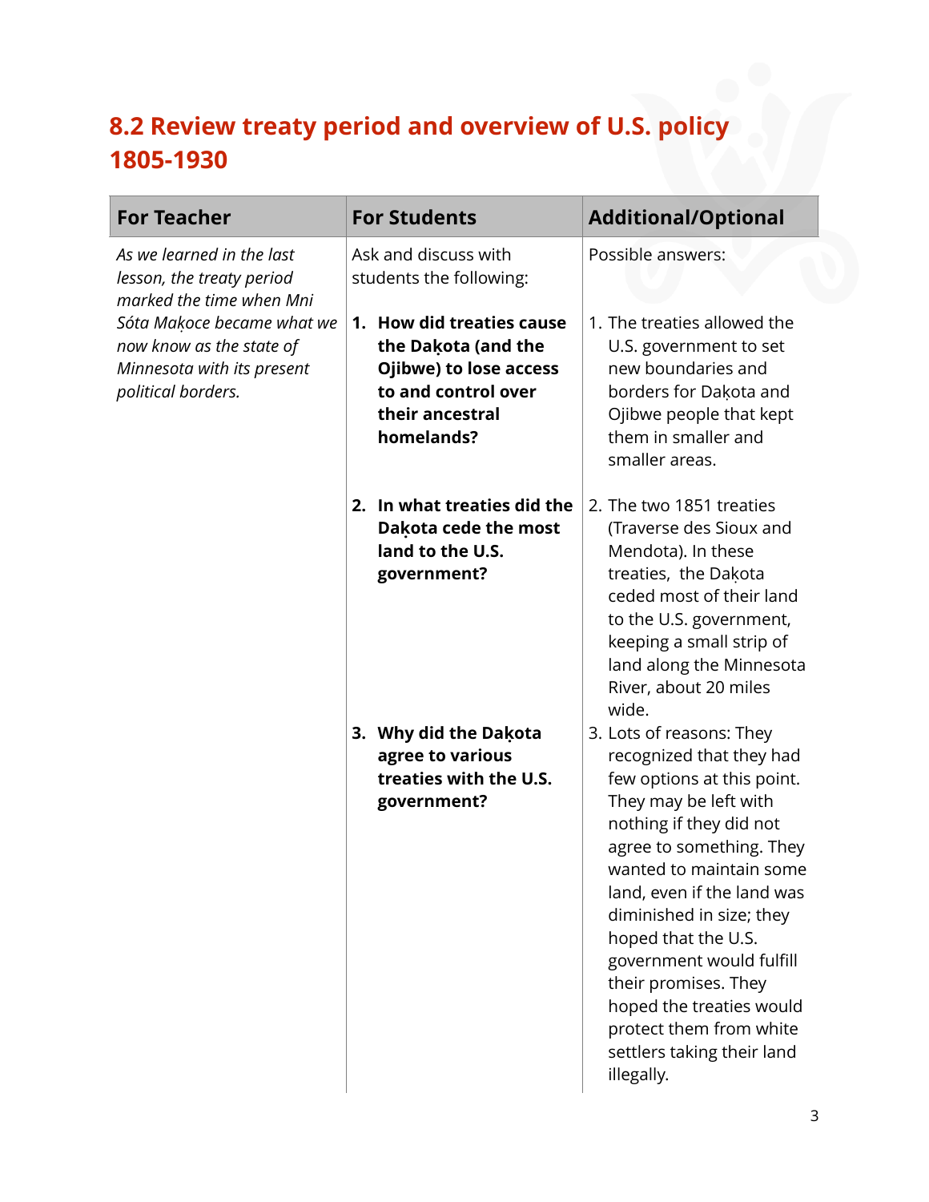## 8.2 Review treaty period and overview of U.S. policy 1805-1930

| For Teacher | For Students | Additional/Optional |
|---|---|---|
| *As we learned in the last lesson, the treaty period marked the time when Mni Sóta Makọce became what we now know as the state of Minnesota with its present political borders.* | Ask and discuss with students the following: | Possible answers: |
| | **1. How did treaties cause the Dakọta (and the Ojibwe) to lose access to and control over their ancestral homelands?** | 1. The treaties allowed the U.S. government to set new boundaries and borders for Dakọta and Ojibwe people that kept them in smaller and smaller areas. |
| | **2. In what treaties did the Dakọta cede the most land to the U.S. government?** | 2. The two 1851 treaties (Traverse des Sioux and Mendota). In these treaties, the Dakọta ceded most of their land to the U.S. government, keeping a small strip of land along the Minnesota River, about 20 miles wide. |
| | **3. Why did the Dakọta agree to various treaties with the U.S. government?** | 3. Lots of reasons: They recognized that they had few options at this point. They may be left with nothing if they did not agree to something. They wanted to maintain some land, even if the land was diminished in size; they hoped that the U.S. government would fulfill their promises. They hoped the treaties would protect them from white settlers taking their land illegally. |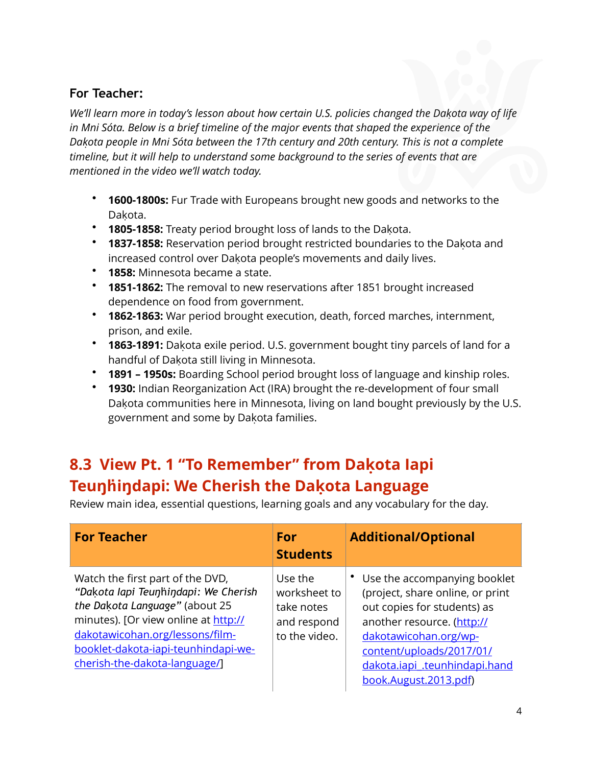### For Teacher:

*We'll learn more in today's lesson about how certain U.S. policies changed the Daḳota way of life in Mni Sóta. Below is a brief timeline of the major events that shaped the experience of the Daḳota people in Mni Sóta between the 17th century and 20th century. This is not a complete timeline, but it will help to understand some background to the series of events that are mentioned in the video we'll watch today.*

- **1600-1800s:** Fur Trade with Europeans brought new goods and networks to the Daḳota.
- **1805-1858:** Treaty period brought loss of lands to the Daḳota.
- **1837-1858:** Reservation period brought restricted boundaries to the Daḳota and increased control over Daḳota people's movements and daily lives.
- **1858:** Minnesota became a state.
- **1851-1862:** The removal to new reservations after 1851 brought increased dependence on food from government.
- **1862-1863:** War period brought execution, death, forced marches, internment, prison, and exile.
- **1863-1891:** Daḳota exile period. U.S. government bought tiny parcels of land for a handful of Daḳota still living in Minnesota.
- **1891 – 1950s:** Boarding School period brought loss of language and kinship roles.
- **1930:** Indian Reorganization Act (IRA) brought the re-development of four small Daḳota communities here in Minnesota, living on land bought previously by the U.S. government and some by Daḳota families.

## 8.3 View Pt. 1 "To Remember" from Daḳota Iapi Teuŋḣiŋdapi: We Cherish the Daḳota Language

Review main idea, essential questions, learning goals and any vocabulary for the day.

| For Teacher | For Students | Additional/Optional |
|---|---|---|
| Watch the first part of the DVD, *"Daḳota Iapi Teuŋḣiŋdapi: We Cherish the Daḳota Language"* (about 25 minutes). [Or view online at http://dakotawicohan.org/lessons/film-booklet-dakota-iapi-teunhindapi-we-cherish-the-dakota-language/] | Use the worksheet to take notes and respond to the video. | • Use the accompanying booklet (project, share online, or print out copies for students) as another resource. (http://dakotawicohan.org/wp-content/uploads/2017/01/dakota.iapi_.teunhindapi.handbook.August.2013.pdf) |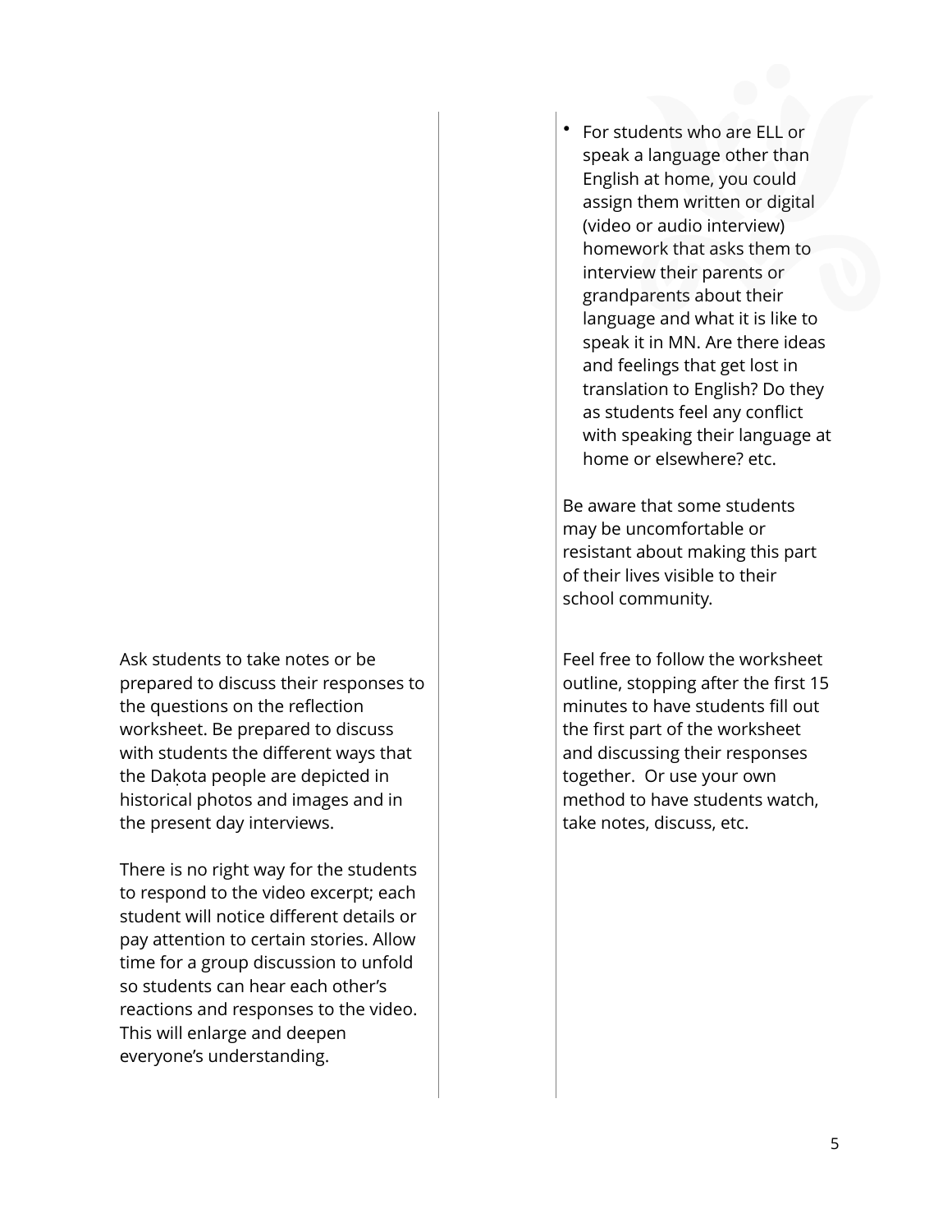- For students who are ELL or speak a language other than English at home, you could assign them written or digital (video or audio interview) homework that asks them to interview their parents or grandparents about their language and what it is like to speak it in MN. Are there ideas and feelings that get lost in translation to English? Do they as students feel any conflict with speaking their language at home or elsewhere? etc.

Be aware that some students may be uncomfortable or resistant about making this part of their lives visible to their school community.

Ask students to take notes or be prepared to discuss their responses to the questions on the reflection worksheet. Be prepared to discuss with students the different ways that the Daḳota people are depicted in historical photos and images and in the present day interviews.

There is no right way for the students to respond to the video excerpt; each student will notice different details or pay attention to certain stories. Allow time for a group discussion to unfold so students can hear each other's reactions and responses to the video. This will enlarge and deepen everyone's understanding.

Feel free to follow the worksheet outline, stopping after the first 15 minutes to have students fill out the first part of the worksheet and discussing their responses together. Or use your own method to have students watch, take notes, discuss, etc.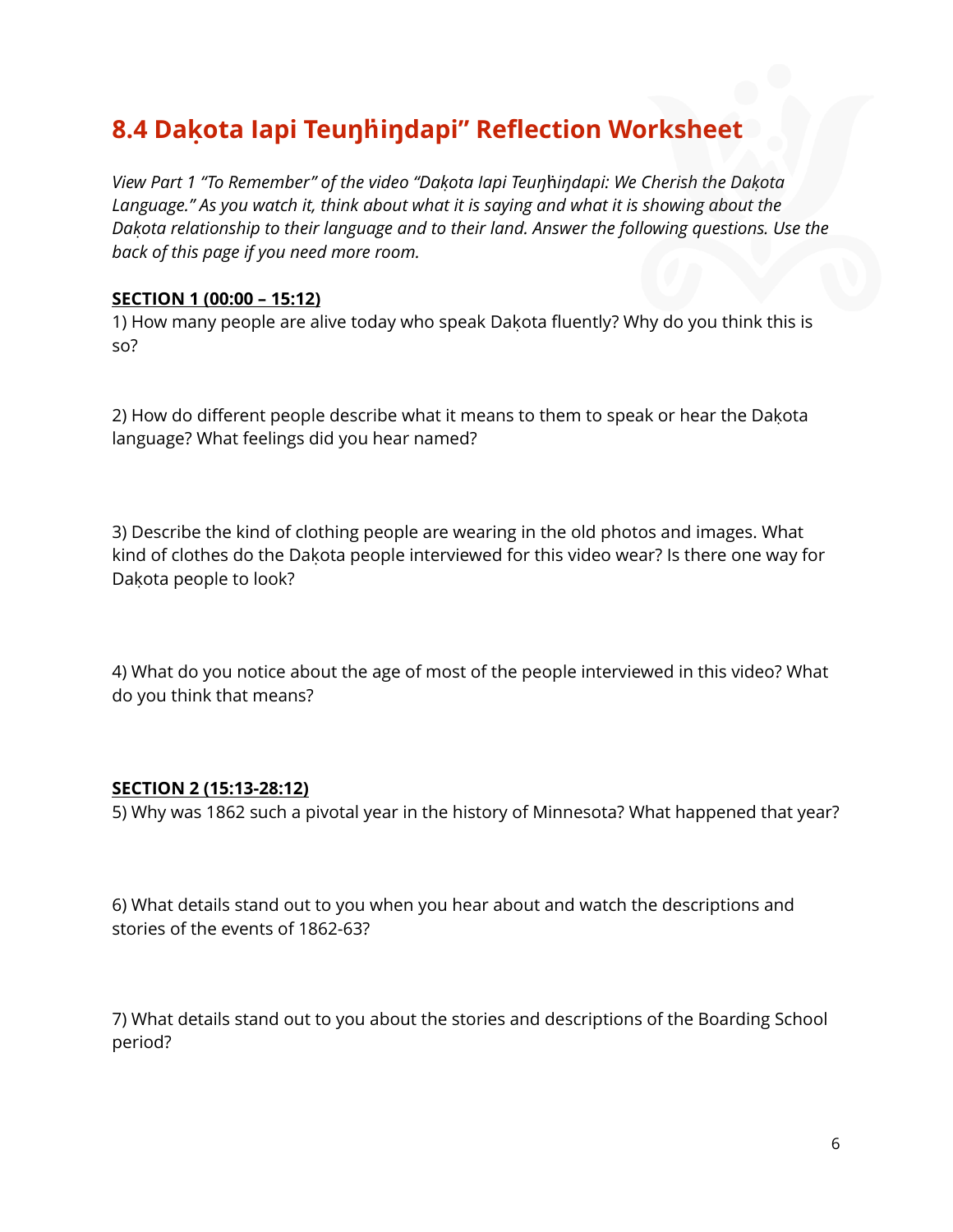# 8.4 Daḳota Iapi Teuŋḣiŋdapi" Reflection Worksheet

*View Part 1 "To Remember" of the video "Daḳota Iapi Teuŋḣiŋdapi: We Cherish the Daḳota Language." As you watch it, think about what it is saying and what it is showing about the Daḳota relationship to their language and to their land. Answer the following questions. Use the back of this page if you need more room.*

**SECTION 1 (00:00 – 15:12)**

1) How many people are alive today who speak Daḳota fluently? Why do you think this is so?

2) How do different people describe what it means to them to speak or hear the Daḳota language? What feelings did you hear named?

3) Describe the kind of clothing people are wearing in the old photos and images. What kind of clothes do the Daḳota people interviewed for this video wear? Is there one way for Daḳota people to look?

4) What do you notice about the age of most of the people interviewed in this video? What do you think that means?

**SECTION 2 (15:13-28:12)**

5) Why was 1862 such a pivotal year in the history of Minnesota? What happened that year?

6) What details stand out to you when you hear about and watch the descriptions and stories of the events of 1862-63?

7) What details stand out to you about the stories and descriptions of the Boarding School period?